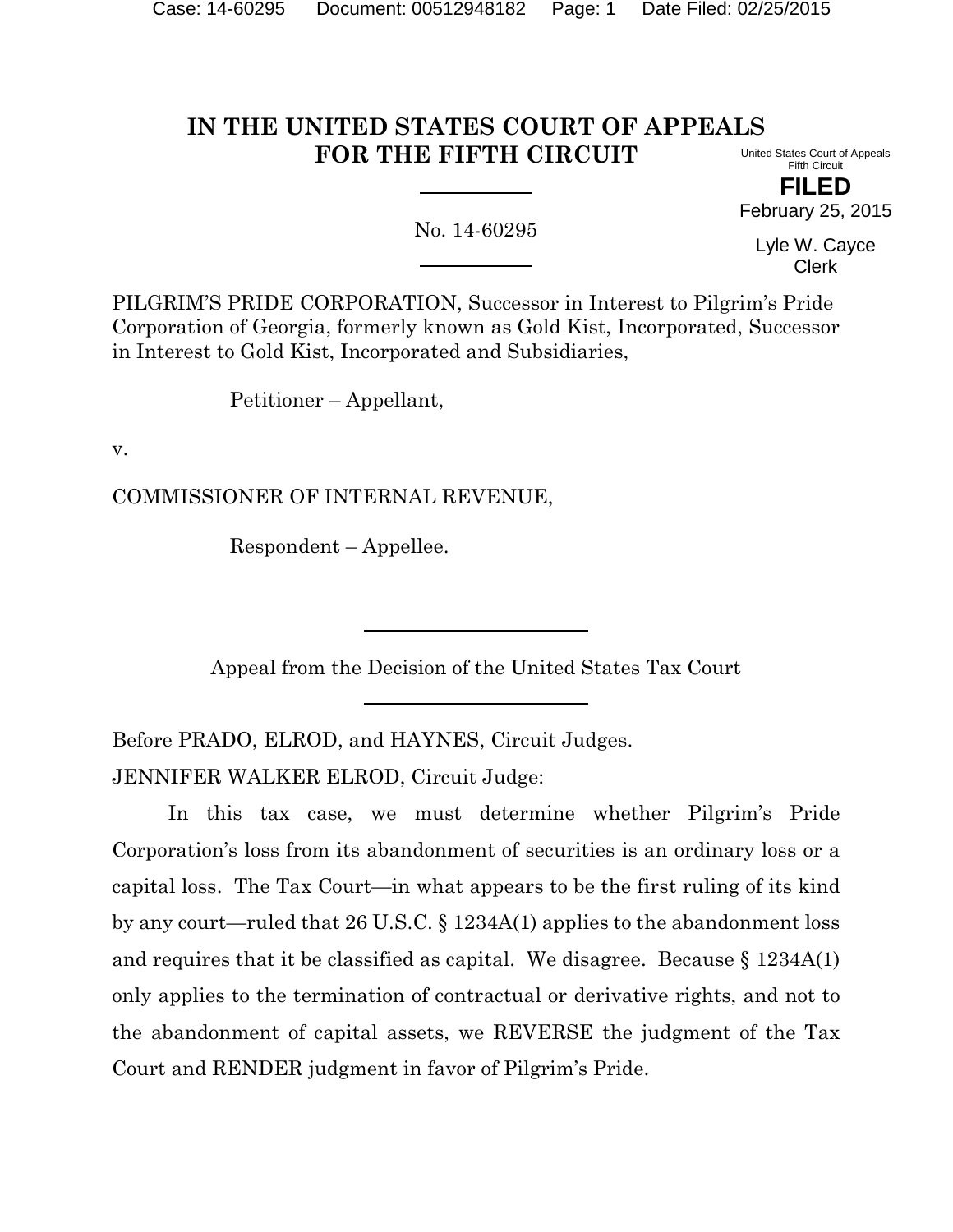# IN THE UNITED STATES COURT OF APPEALS FOR THE FIFTH CIRCUIT

United States Court of Appeals
Fifth Circuit

**FILED**

February 25, 2015

Lyle W. Cayce
Clerk

No. 14-60295

PILGRIM'S PRIDE CORPORATION, Successor in Interest to Pilgrim's Pride Corporation of Georgia, formerly known as Gold Kist, Incorporated, Successor in Interest to Gold Kist, Incorporated and Subsidiaries,

Petitioner – Appellant,

v.

COMMISSIONER OF INTERNAL REVENUE,

Respondent – Appellee.

Appeal from the Decision of the United States Tax Court

Before PRADO, ELROD, and HAYNES, Circuit Judges.

JENNIFER WALKER ELROD, Circuit Judge:

In this tax case, we must determine whether Pilgrim's Pride Corporation's loss from its abandonment of securities is an ordinary loss or a capital loss. The Tax Court—in what appears to be the first ruling of its kind by any court—ruled that 26 U.S.C. § 1234A(1) applies to the abandonment loss and requires that it be classified as capital. We disagree. Because § 1234A(1) only applies to the termination of contractual or derivative rights, and not to the abandonment of capital assets, we REVERSE the judgment of the Tax Court and RENDER judgment in favor of Pilgrim's Pride.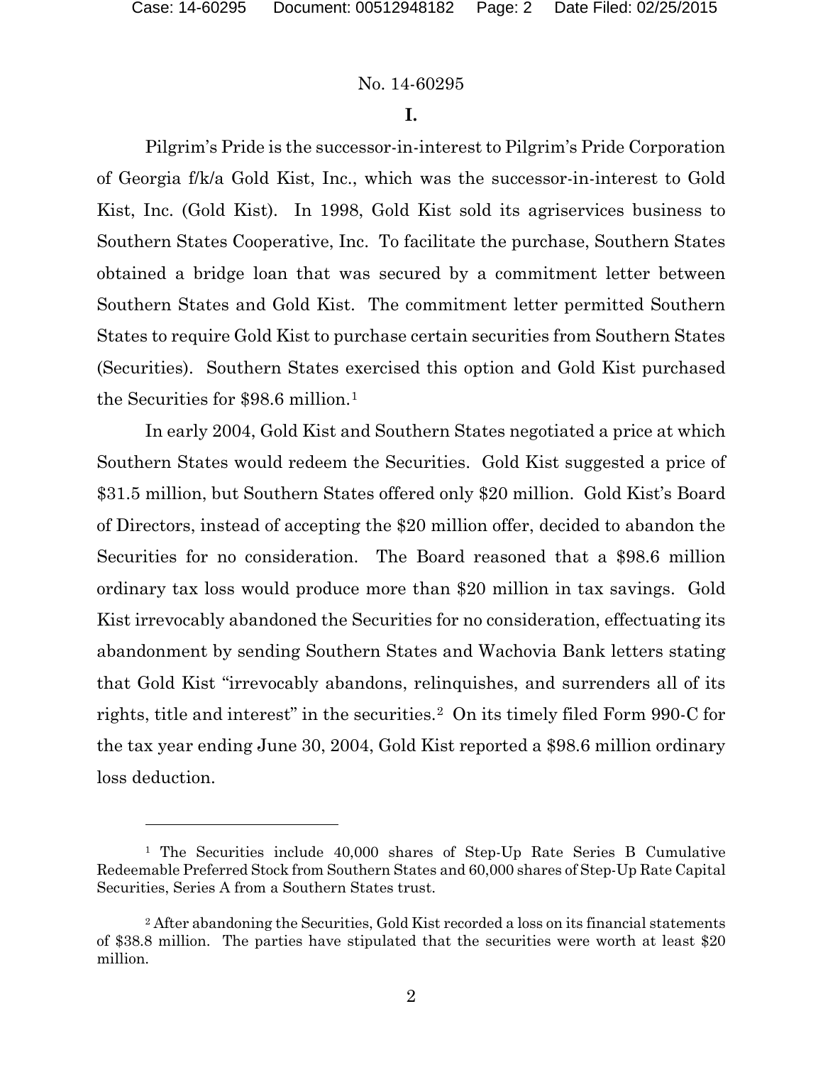No. 14-60295

## I.

Pilgrim's Pride is the successor-in-interest to Pilgrim's Pride Corporation of Georgia f/k/a Gold Kist, Inc., which was the successor-in-interest to Gold Kist, Inc. (Gold Kist). In 1998, Gold Kist sold its agriservices business to Southern States Cooperative, Inc. To facilitate the purchase, Southern States obtained a bridge loan that was secured by a commitment letter between Southern States and Gold Kist. The commitment letter permitted Southern States to require Gold Kist to purchase certain securities from Southern States (Securities). Southern States exercised this option and Gold Kist purchased the Securities for $98.6 million.[1]

In early 2004, Gold Kist and Southern States negotiated a price at which Southern States would redeem the Securities. Gold Kist suggested a price of $31.5 million, but Southern States offered only $20 million. Gold Kist's Board of Directors, instead of accepting the $20 million offer, decided to abandon the Securities for no consideration. The Board reasoned that a $98.6 million ordinary tax loss would produce more than $20 million in tax savings. Gold Kist irrevocably abandoned the Securities for no consideration, effectuating its abandonment by sending Southern States and Wachovia Bank letters stating that Gold Kist "irrevocably abandons, relinquishes, and surrenders all of its rights, title and interest" in the securities.[2] On its timely filed Form 990-C for the tax year ending June 30, 2004, Gold Kist reported a $98.6 million ordinary loss deduction.

---

[1] The Securities include 40,000 shares of Step-Up Rate Series B Cumulative Redeemable Preferred Stock from Southern States and 60,000 shares of Step-Up Rate Capital Securities, Series A from a Southern States trust.

[2] After abandoning the Securities, Gold Kist recorded a loss on its financial statements of $38.8 million. The parties have stipulated that the securities were worth at least $20 million.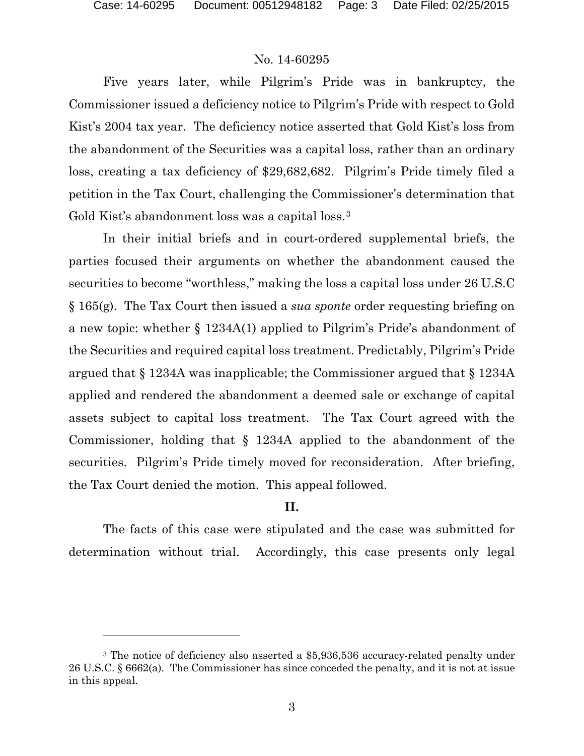Five years later, while Pilgrim's Pride was in bankruptcy, the Commissioner issued a deficiency notice to Pilgrim's Pride with respect to Gold Kist's 2004 tax year. The deficiency notice asserted that Gold Kist's loss from the abandonment of the Securities was a capital loss, rather than an ordinary loss, creating a tax deficiency of $29,682,682. Pilgrim's Pride timely filed a petition in the Tax Court, challenging the Commissioner's determination that Gold Kist's abandonment loss was a capital loss.[3]

In their initial briefs and in court-ordered supplemental briefs, the parties focused their arguments on whether the abandonment caused the securities to become "worthless," making the loss a capital loss under 26 U.S.C § 165(g). The Tax Court then issued a *sua sponte* order requesting briefing on a new topic: whether § 1234A(1) applied to Pilgrim's Pride's abandonment of the Securities and required capital loss treatment. Predictably, Pilgrim's Pride argued that § 1234A was inapplicable; the Commissioner argued that § 1234A applied and rendered the abandonment a deemed sale or exchange of capital assets subject to capital loss treatment. The Tax Court agreed with the Commissioner, holding that § 1234A applied to the abandonment of the securities. Pilgrim's Pride timely moved for reconsideration. After briefing, the Tax Court denied the motion. This appeal followed.

## II.

The facts of this case were stipulated and the case was submitted for determination without trial. Accordingly, this case presents only legal

---

[3] The notice of deficiency also asserted a $5,936,536 accuracy-related penalty under 26 U.S.C. § 6662(a). The Commissioner has since conceded the penalty, and it is not at issue in this appeal.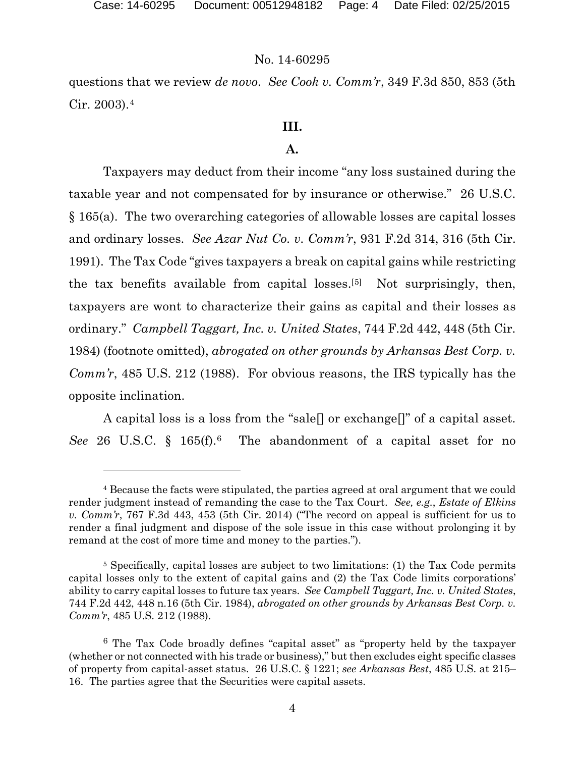questions that we review *de novo*. *See Cook v. Comm'r*, 349 F.3d 850, 853 (5th Cir. 2003).[4]

## III.

### A.

Taxpayers may deduct from their income "any loss sustained during the taxable year and not compensated for by insurance or otherwise." 26 U.S.C. § 165(a). The two overarching categories of allowable losses are capital losses and ordinary losses. *See Azar Nut Co. v. Comm'r*, 931 F.2d 314, 316 (5th Cir. 1991). The Tax Code "gives taxpayers a break on capital gains while restricting the tax benefits available from capital losses.[5] Not surprisingly, then, taxpayers are wont to characterize their gains as capital and their losses as ordinary." *Campbell Taggart, Inc. v. United States*, 744 F.2d 442, 448 (5th Cir. 1984) (footnote omitted), *abrogated on other grounds by Arkansas Best Corp. v. Comm'r*, 485 U.S. 212 (1988). For obvious reasons, the IRS typically has the opposite inclination.

A capital loss is a loss from the "sale[] or exchange[]" of a capital asset. *See* 26 U.S.C. § 165(f).[6] The abandonment of a capital asset for no

---

[4] Because the facts were stipulated, the parties agreed at oral argument that we could render judgment instead of remanding the case to the Tax Court. *See, e.g.*, *Estate of Elkins v. Comm'r*, 767 F.3d 443, 453 (5th Cir. 2014) ("The record on appeal is sufficient for us to render a final judgment and dispose of the sole issue in this case without prolonging it by remand at the cost of more time and money to the parties.").

[5] Specifically, capital losses are subject to two limitations: (1) the Tax Code permits capital losses only to the extent of capital gains and (2) the Tax Code limits corporations' ability to carry capital losses to future tax years. *See Campbell Taggart, Inc. v. United States*, 744 F.2d 442, 448 n.16 (5th Cir. 1984), *abrogated on other grounds by Arkansas Best Corp. v. Comm'r*, 485 U.S. 212 (1988).

[6] The Tax Code broadly defines "capital asset" as "property held by the taxpayer (whether or not connected with his trade or business)," but then excludes eight specific classes of property from capital-asset status. 26 U.S.C. § 1221; *see Arkansas Best*, 485 U.S. at 215–16. The parties agree that the Securities were capital assets.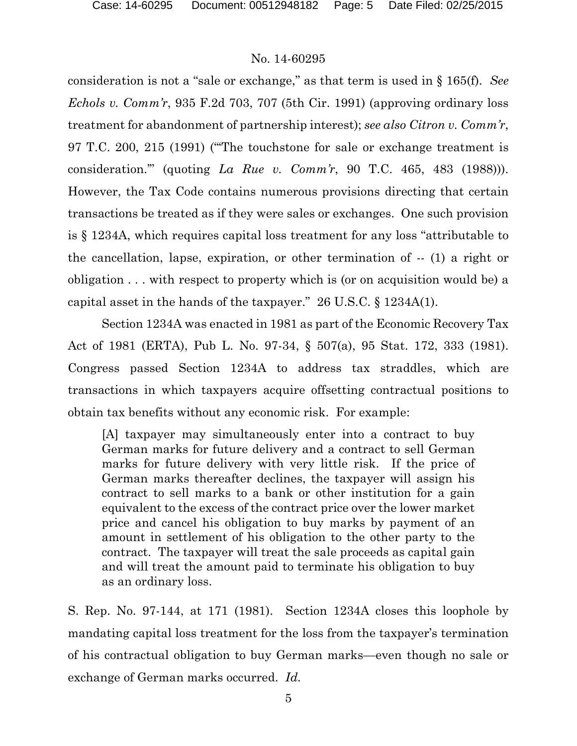consideration is not a "sale or exchange," as that term is used in § 165(f). *See Echols v. Comm'r*, 935 F.2d 703, 707 (5th Cir. 1991) (approving ordinary loss treatment for abandonment of partnership interest); *see also Citron v. Comm'r*, 97 T.C. 200, 215 (1991) ("'The touchstone for sale or exchange treatment is consideration.'" (quoting *La Rue v. Comm'r*, 90 T.C. 465, 483 (1988))). However, the Tax Code contains numerous provisions directing that certain transactions be treated as if they were sales or exchanges. One such provision is § 1234A, which requires capital loss treatment for any loss "attributable to the cancellation, lapse, expiration, or other termination of -- (1) a right or obligation . . . with respect to property which is (or on acquisition would be) a capital asset in the hands of the taxpayer." 26 U.S.C. § 1234A(1).

Section 1234A was enacted in 1981 as part of the Economic Recovery Tax Act of 1981 (ERTA), Pub L. No. 97-34, § 507(a), 95 Stat. 172, 333 (1981). Congress passed Section 1234A to address tax straddles, which are transactions in which taxpayers acquire offsetting contractual positions to obtain tax benefits without any economic risk. For example:

> [A] taxpayer may simultaneously enter into a contract to buy German marks for future delivery and a contract to sell German marks for future delivery with very little risk. If the price of German marks thereafter declines, the taxpayer will assign his contract to sell marks to a bank or other institution for a gain equivalent to the excess of the contract price over the lower market price and cancel his obligation to buy marks by payment of an amount in settlement of his obligation to the other party to the contract. The taxpayer will treat the sale proceeds as capital gain and will treat the amount paid to terminate his obligation to buy as an ordinary loss.

S. Rep. No. 97-144, at 171 (1981). Section 1234A closes this loophole by mandating capital loss treatment for the loss from the taxpayer's termination of his contractual obligation to buy German marks—even though no sale or exchange of German marks occurred. *Id.*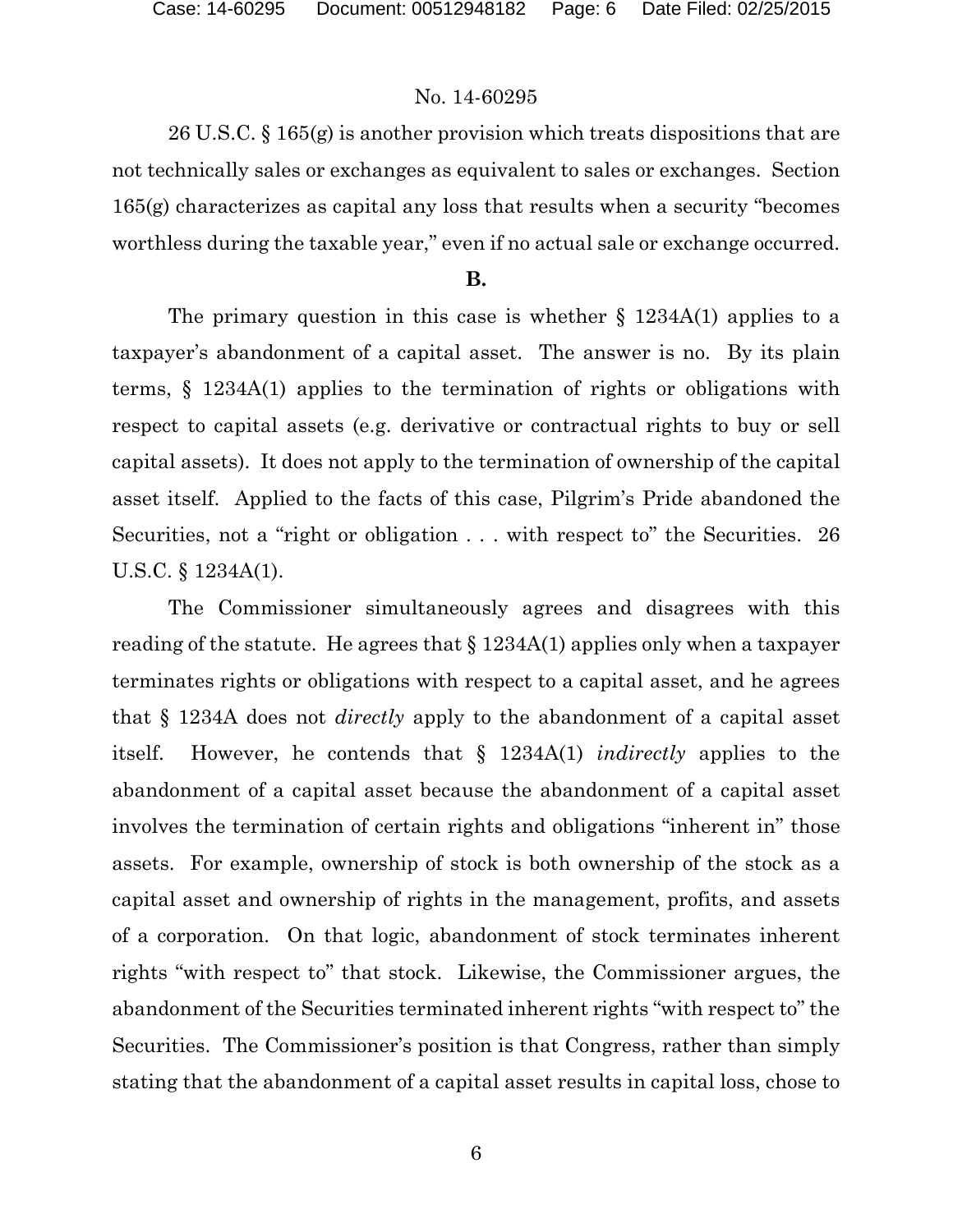26 U.S.C. § 165(g) is another provision which treats dispositions that are not technically sales or exchanges as equivalent to sales or exchanges. Section 165(g) characterizes as capital any loss that results when a security "becomes worthless during the taxable year," even if no actual sale or exchange occurred.

**B.**

The primary question in this case is whether § 1234A(1) applies to a taxpayer's abandonment of a capital asset. The answer is no. By its plain terms, § 1234A(1) applies to the termination of rights or obligations with respect to capital assets (e.g. derivative or contractual rights to buy or sell capital assets). It does not apply to the termination of ownership of the capital asset itself. Applied to the facts of this case, Pilgrim's Pride abandoned the Securities, not a "right or obligation . . . with respect to" the Securities. 26 U.S.C. § 1234A(1).

The Commissioner simultaneously agrees and disagrees with this reading of the statute. He agrees that § 1234A(1) applies only when a taxpayer terminates rights or obligations with respect to a capital asset, and he agrees that § 1234A does not *directly* apply to the abandonment of a capital asset itself. However, he contends that § 1234A(1) *indirectly* applies to the abandonment of a capital asset because the abandonment of a capital asset involves the termination of certain rights and obligations "inherent in" those assets. For example, ownership of stock is both ownership of the stock as a capital asset and ownership of rights in the management, profits, and assets of a corporation. On that logic, abandonment of stock terminates inherent rights "with respect to" that stock. Likewise, the Commissioner argues, the abandonment of the Securities terminated inherent rights "with respect to" the Securities. The Commissioner's position is that Congress, rather than simply stating that the abandonment of a capital asset results in capital loss, chose to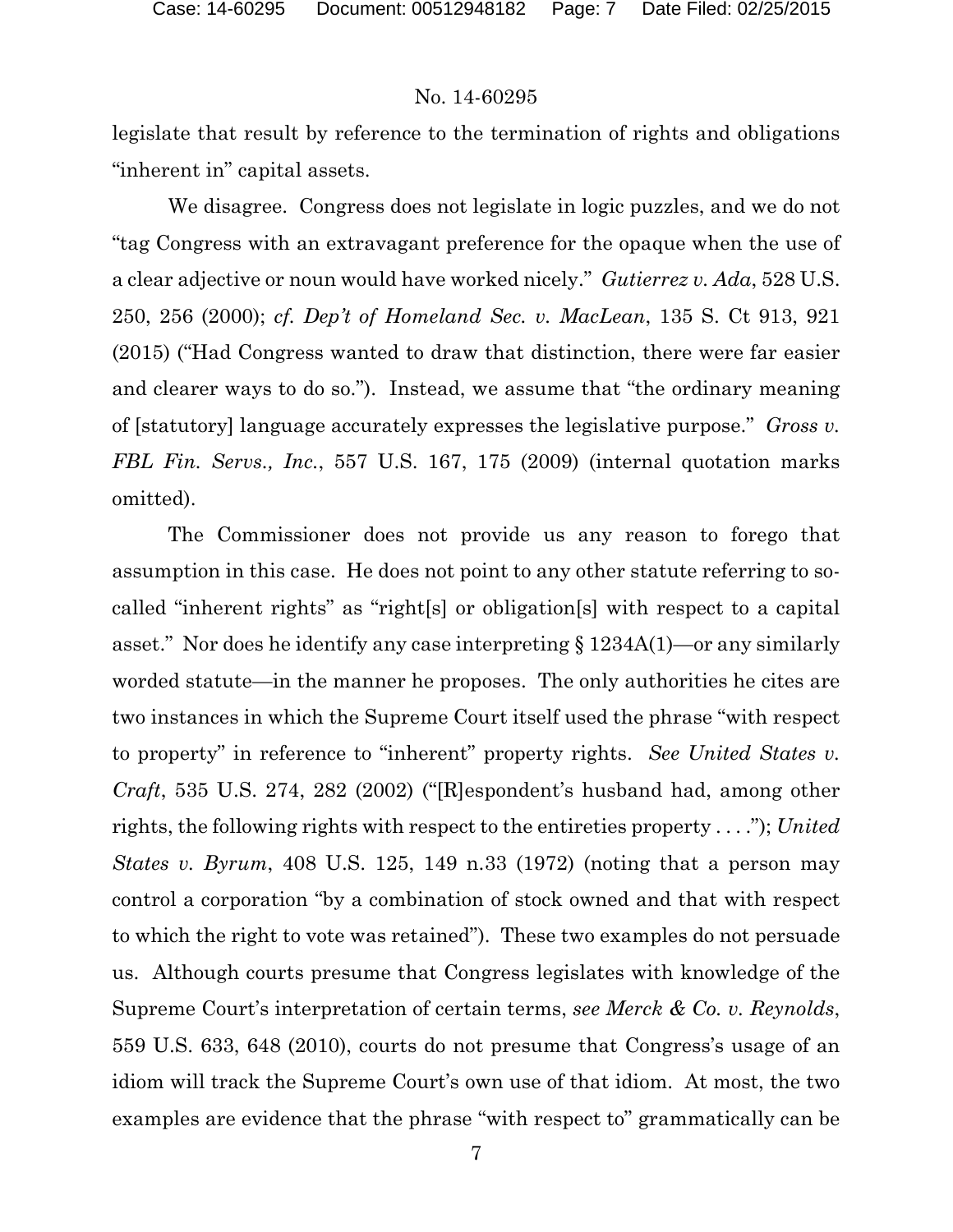legislate that result by reference to the termination of rights and obligations "inherent in" capital assets.

We disagree. Congress does not legislate in logic puzzles, and we do not "tag Congress with an extravagant preference for the opaque when the use of a clear adjective or noun would have worked nicely." *Gutierrez v. Ada*, 528 U.S. 250, 256 (2000); *cf. Dep't of Homeland Sec. v. MacLean*, 135 S. Ct 913, 921 (2015) ("Had Congress wanted to draw that distinction, there were far easier and clearer ways to do so."). Instead, we assume that "the ordinary meaning of [statutory] language accurately expresses the legislative purpose." *Gross v. FBL Fin. Servs., Inc.*, 557 U.S. 167, 175 (2009) (internal quotation marks omitted).

The Commissioner does not provide us any reason to forego that assumption in this case. He does not point to any other statute referring to so-called "inherent rights" as "right[s] or obligation[s] with respect to a capital asset." Nor does he identify any case interpreting § 1234A(1)—or any similarly worded statute—in the manner he proposes. The only authorities he cites are two instances in which the Supreme Court itself used the phrase "with respect to property" in reference to "inherent" property rights. *See United States v. Craft*, 535 U.S. 274, 282 (2002) ("[R]espondent's husband had, among other rights, the following rights with respect to the entireties property . . . ."); *United States v. Byrum*, 408 U.S. 125, 149 n.33 (1972) (noting that a person may control a corporation "by a combination of stock owned and that with respect to which the right to vote was retained"). These two examples do not persuade us. Although courts presume that Congress legislates with knowledge of the Supreme Court's interpretation of certain terms, *see Merck & Co. v. Reynolds*, 559 U.S. 633, 648 (2010), courts do not presume that Congress's usage of an idiom will track the Supreme Court's own use of that idiom. At most, the two examples are evidence that the phrase "with respect to" grammatically can be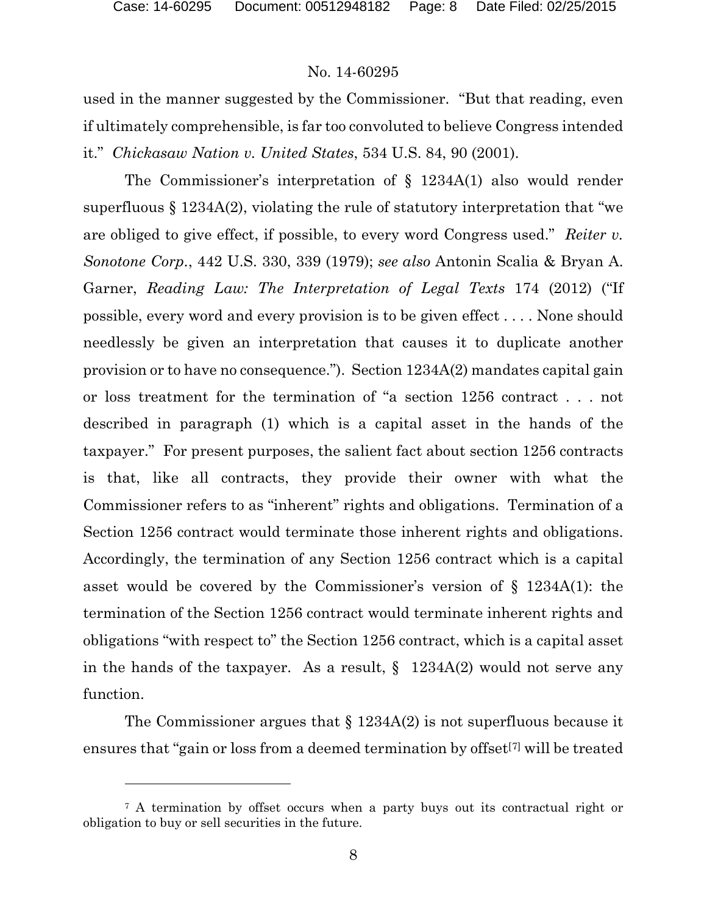used in the manner suggested by the Commissioner. "But that reading, even if ultimately comprehensible, is far too convoluted to believe Congress intended it." *Chickasaw Nation v. United States*, 534 U.S. 84, 90 (2001).

The Commissioner's interpretation of § 1234A(1) also would render superfluous § 1234A(2), violating the rule of statutory interpretation that "we are obliged to give effect, if possible, to every word Congress used." *Reiter v. Sonotone Corp.*, 442 U.S. 330, 339 (1979); *see also* Antonin Scalia & Bryan A. Garner, *Reading Law: The Interpretation of Legal Texts* 174 (2012) ("If possible, every word and every provision is to be given effect . . . . None should needlessly be given an interpretation that causes it to duplicate another provision or to have no consequence."). Section 1234A(2) mandates capital gain or loss treatment for the termination of "a section 1256 contract . . . not described in paragraph (1) which is a capital asset in the hands of the taxpayer." For present purposes, the salient fact about section 1256 contracts is that, like all contracts, they provide their owner with what the Commissioner refers to as "inherent" rights and obligations. Termination of a Section 1256 contract would terminate those inherent rights and obligations. Accordingly, the termination of any Section 1256 contract which is a capital asset would be covered by the Commissioner's version of § 1234A(1): the termination of the Section 1256 contract would terminate inherent rights and obligations "with respect to" the Section 1256 contract, which is a capital asset in the hands of the taxpayer. As a result, § 1234A(2) would not serve any function.

The Commissioner argues that § 1234A(2) is not superfluous because it ensures that "gain or loss from a deemed termination by offset[7] will be treated

---

[7] A termination by offset occurs when a party buys out its contractual right or obligation to buy or sell securities in the future.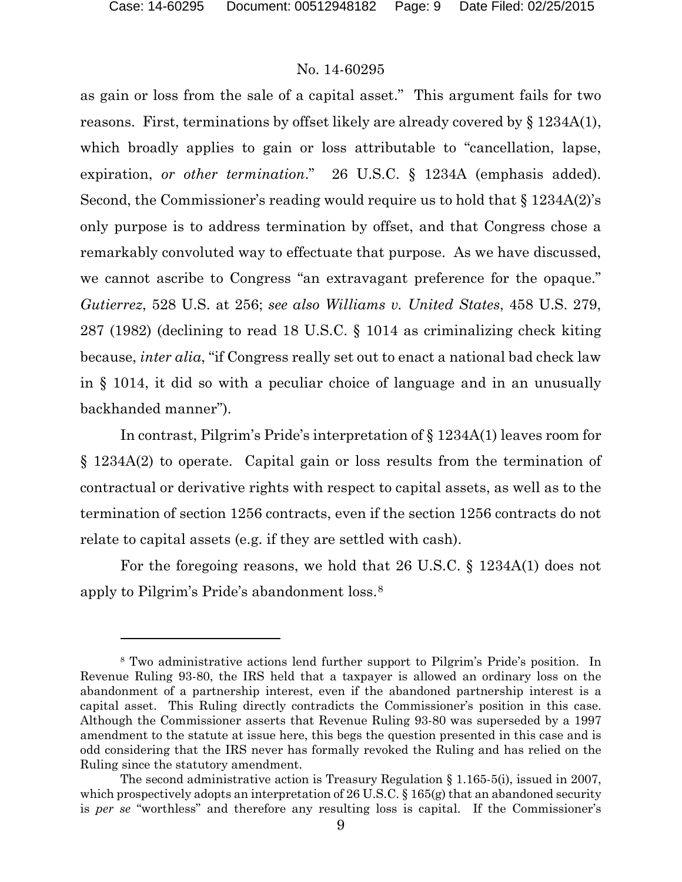as gain or loss from the sale of a capital asset." This argument fails for two reasons. First, terminations by offset likely are already covered by § 1234A(1), which broadly applies to gain or loss attributable to "cancellation, lapse, expiration, *or other termination*." 26 U.S.C. § 1234A (emphasis added). Second, the Commissioner's reading would require us to hold that § 1234A(2)'s only purpose is to address termination by offset, and that Congress chose a remarkably convoluted way to effectuate that purpose. As we have discussed, we cannot ascribe to Congress "an extravagant preference for the opaque." *Gutierrez*, 528 U.S. at 256; *see also Williams v. United States*, 458 U.S. 279, 287 (1982) (declining to read 18 U.S.C. § 1014 as criminalizing check kiting because, *inter alia*, "if Congress really set out to enact a national bad check law in § 1014, it did so with a peculiar choice of language and in an unusually backhanded manner").

In contrast, Pilgrim's Pride's interpretation of § 1234A(1) leaves room for § 1234A(2) to operate. Capital gain or loss results from the termination of contractual or derivative rights with respect to capital assets, as well as to the termination of section 1256 contracts, even if the section 1256 contracts do not relate to capital assets (e.g. if they are settled with cash).

For the foregoing reasons, we hold that 26 U.S.C. § 1234A(1) does not apply to Pilgrim's Pride's abandonment loss.[8]

---

[8] Two administrative actions lend further support to Pilgrim's Pride's position. In Revenue Ruling 93-80, the IRS held that a taxpayer is allowed an ordinary loss on the abandonment of a partnership interest, even if the abandoned partnership interest is a capital asset. This Ruling directly contradicts the Commissioner's position in this case. Although the Commissioner asserts that Revenue Ruling 93-80 was superseded by a 1997 amendment to the statute at issue here, this begs the question presented in this case and is odd considering that the IRS never has formally revoked the Ruling and has relied on the Ruling since the statutory amendment.

The second administrative action is Treasury Regulation § 1.165-5(i), issued in 2007, which prospectively adopts an interpretation of 26 U.S.C. § 165(g) that an abandoned security is *per se* "worthless" and therefore any resulting loss is capital. If the Commissioner's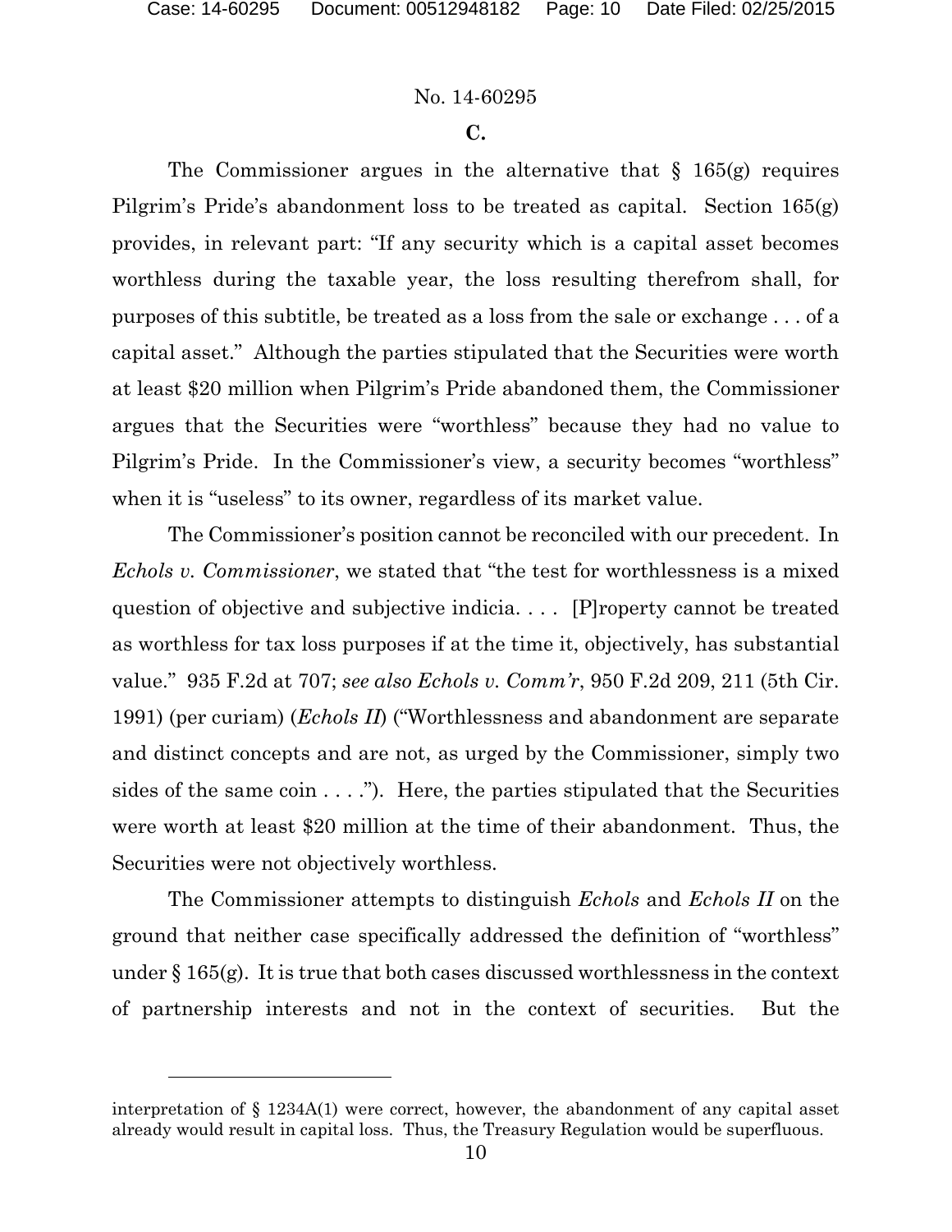**C.**

The Commissioner argues in the alternative that § 165(g) requires Pilgrim's Pride's abandonment loss to be treated as capital. Section 165(g) provides, in relevant part: "If any security which is a capital asset becomes worthless during the taxable year, the loss resulting therefrom shall, for purposes of this subtitle, be treated as a loss from the sale or exchange . . . of a capital asset." Although the parties stipulated that the Securities were worth at least $20 million when Pilgrim's Pride abandoned them, the Commissioner argues that the Securities were "worthless" because they had no value to Pilgrim's Pride. In the Commissioner's view, a security becomes "worthless" when it is "useless" to its owner, regardless of its market value.

The Commissioner's position cannot be reconciled with our precedent. In *Echols v. Commissioner*, we stated that "the test for worthlessness is a mixed question of objective and subjective indicia. . . . [P]roperty cannot be treated as worthless for tax loss purposes if at the time it, objectively, has substantial value." 935 F.2d at 707; *see also Echols v. Comm'r*, 950 F.2d 209, 211 (5th Cir. 1991) (per curiam) (*Echols II*) ("Worthlessness and abandonment are separate and distinct concepts and are not, as urged by the Commissioner, simply two sides of the same coin . . . ."). Here, the parties stipulated that the Securities were worth at least $20 million at the time of their abandonment. Thus, the Securities were not objectively worthless.

The Commissioner attempts to distinguish *Echols* and *Echols II* on the ground that neither case specifically addressed the definition of "worthless" under § 165(g). It is true that both cases discussed worthlessness in the context of partnership interests and not in the context of securities. But the

---

interpretation of § 1234A(1) were correct, however, the abandonment of any capital asset already would result in capital loss. Thus, the Treasury Regulation would be superfluous.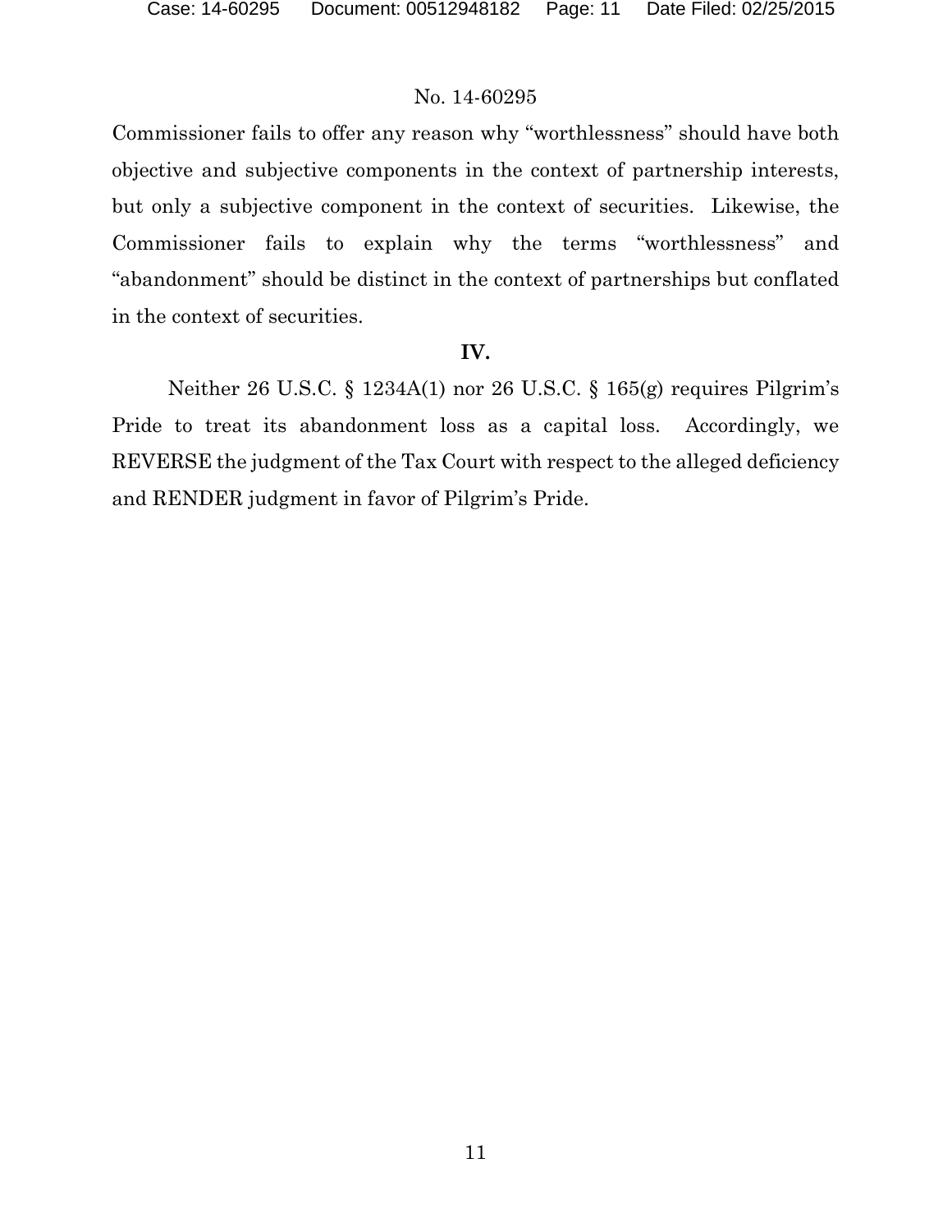Commissioner fails to offer any reason why "worthlessness" should have both objective and subjective components in the context of partnership interests, but only a subjective component in the context of securities. Likewise, the Commissioner fails to explain why the terms "worthlessness" and "abandonment" should be distinct in the context of partnerships but conflated in the context of securities.

## IV.

Neither 26 U.S.C. § 1234A(1) nor 26 U.S.C. § 165(g) requires Pilgrim's Pride to treat its abandonment loss as a capital loss. Accordingly, we REVERSE the judgment of the Tax Court with respect to the alleged deficiency and RENDER judgment in favor of Pilgrim's Pride.